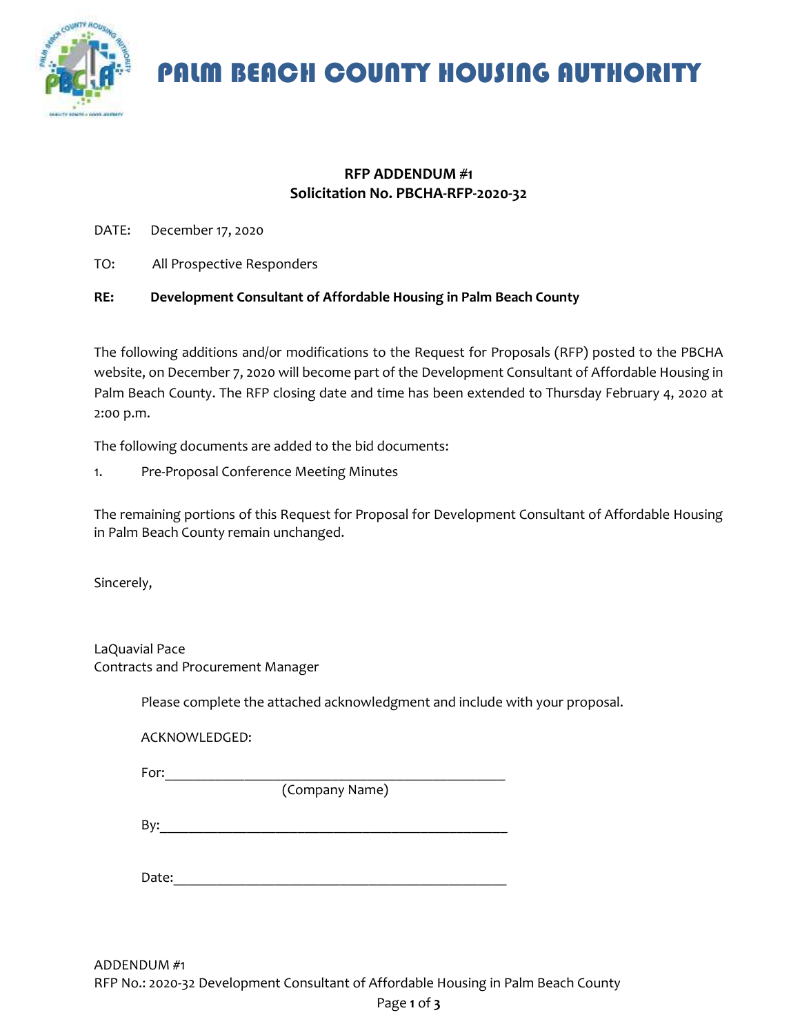# PALM BEACH COUNTY HOUSING AUTHORITY

**RFP ADDENDUM #1**
**Solicitation No. PBCHA-RFP-2020-32**

DATE: December 17, 2020

TO: All Prospective Responders

**RE: Development Consultant of Affordable Housing in Palm Beach County**

The following additions and/or modifications to the Request for Proposals (RFP) posted to the PBCHA website, on December 7, 2020 will become part of the Development Consultant of Affordable Housing in Palm Beach County. The RFP closing date and time has been extended to Thursday February 4, 2020 at 2:00 p.m.

The following documents are added to the bid documents:

1. Pre-Proposal Conference Meeting Minutes

The remaining portions of this Request for Proposal for Development Consultant of Affordable Housing in Palm Beach County remain unchanged.

Sincerely,

LaQuavial Pace
Contracts and Procurement Manager

Please complete the attached acknowledgment and include with your proposal.

ACKNOWLEDGED:

For:_______________________________________________
(Company Name)

By:_______________________________________________

Date:_____________________________________________

ADDENDUM #1
RFP No.: 2020-32 Development Consultant of Affordable Housing in Palm Beach County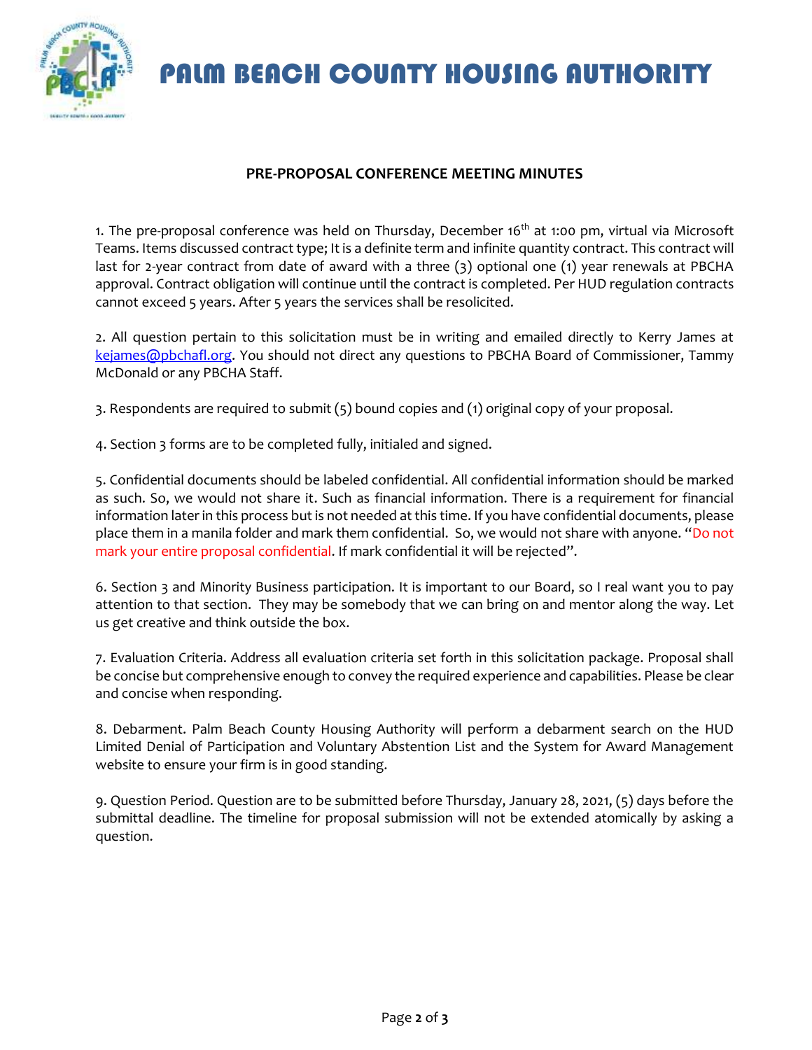# PALM BEACH COUNTY HOUSING AUTHORITY

## PRE-PROPOSAL CONFERENCE MEETING MINUTES

1. The pre-proposal conference was held on Thursday, December 16th at 1:00 pm, virtual via Microsoft Teams. Items discussed contract type; It is a definite term and infinite quantity contract. This contract will last for 2-year contract from date of award with a three (3) optional one (1) year renewals at PBCHA approval. Contract obligation will continue until the contract is completed. Per HUD regulation contracts cannot exceed 5 years. After 5 years the services shall be resolicited.

2. All question pertain to this solicitation must be in writing and emailed directly to Kerry James at [kejames@pbchafl.org](mailto:kejames@pbchafl.org). You should not direct any questions to PBCHA Board of Commissioner, Tammy McDonald or any PBCHA Staff.

3. Respondents are required to submit (5) bound copies and (1) original copy of your proposal.

4. Section 3 forms are to be completed fully, initialed and signed.

5. Confidential documents should be labeled confidential. All confidential information should be marked as such. So, we would not share it. Such as financial information. There is a requirement for financial information later in this process but is not needed at this time. If you have confidential documents, please place them in a manila folder and mark them confidential. So, we would not share with anyone. "Do not mark your entire proposal confidential. If mark confidential it will be rejected".

6. Section 3 and Minority Business participation. It is important to our Board, so I real want you to pay attention to that section. They may be somebody that we can bring on and mentor along the way. Let us get creative and think outside the box.

7. Evaluation Criteria. Address all evaluation criteria set forth in this solicitation package. Proposal shall be concise but comprehensive enough to convey the required experience and capabilities. Please be clear and concise when responding.

8. Debarment. Palm Beach County Housing Authority will perform a debarment search on the HUD Limited Denial of Participation and Voluntary Abstention List and the System for Award Management website to ensure your firm is in good standing.

9. Question Period. Question are to be submitted before Thursday, January 28, 2021, (5) days before the submittal deadline. The timeline for proposal submission will not be extended atomically by asking a question.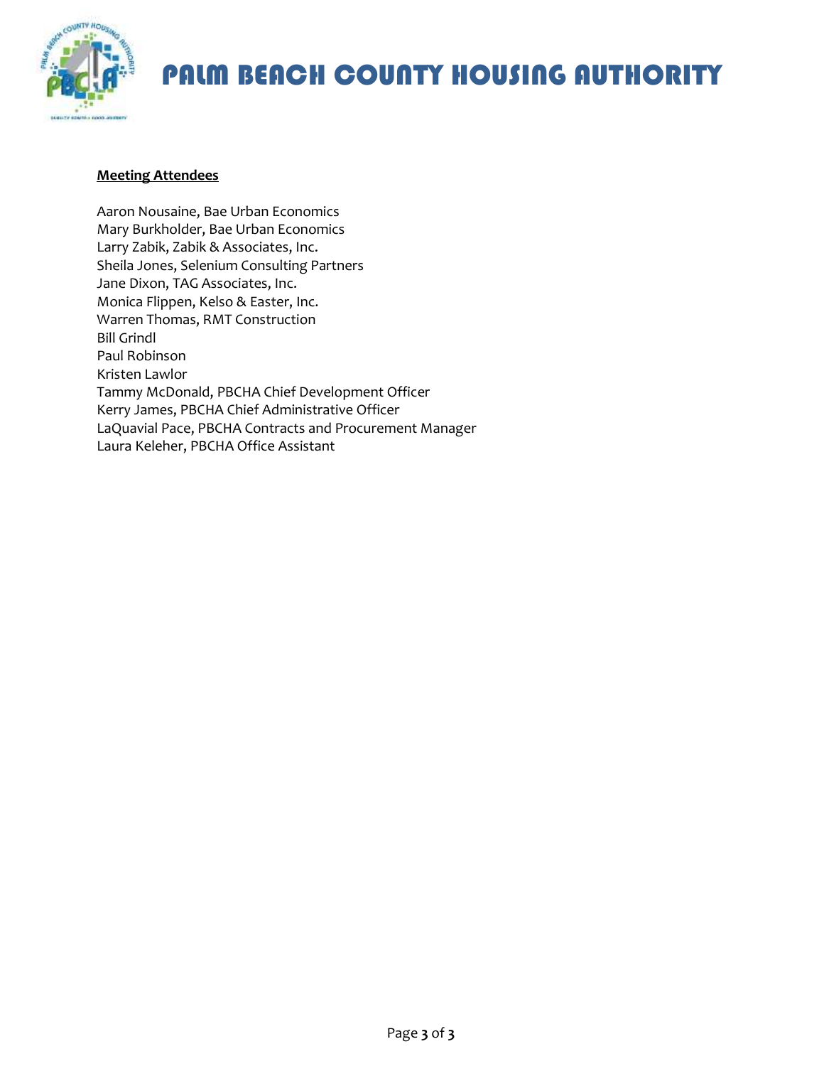**Meeting Attendees**

Aaron Nousaine, Bae Urban Economics
Mary Burkholder, Bae Urban Economics
Larry Zabik, Zabik & Associates, Inc.
Sheila Jones, Selenium Consulting Partners
Jane Dixon, TAG Associates, Inc.
Monica Flippen, Kelso & Easter, Inc.
Warren Thomas, RMT Construction
Bill Grindl
Paul Robinson
Kristen Lawlor
Tammy McDonald, PBCHA Chief Development Officer
Kerry James, PBCHA Chief Administrative Officer
LaQuavial Pace, PBCHA Contracts and Procurement Manager
Laura Keleher, PBCHA Office Assistant